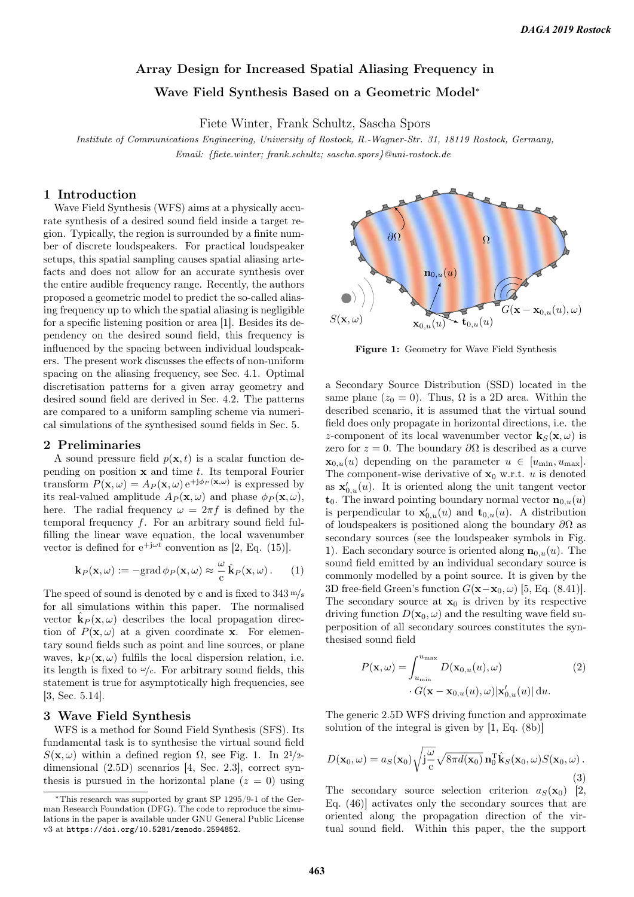# Array Design for Increased Spatial Aliasing Frequency in Wave Field Synthesis Based on a Geometric Model*

Fiete Winter, Frank Schultz, Sascha Spors

*Institute of Communications Engineering, University of Rostock, R.-Wagner-Str. 31, 18119 Rostock, Germany,*
*Email: {fiete.winter; frank.schultz; sascha.spors}@uni-rostock.de*

## 1 Introduction

Wave Field Synthesis (WFS) aims at a physically accurate synthesis of a desired sound field inside a target region. Typically, the region is surrounded by a finite number of discrete loudspeakers. For practical loudspeaker setups, this spatial sampling causes spatial aliasing artefacts and does not allow for an accurate synthesis over the entire audible frequency range. Recently, the authors proposed a geometric model to predict the so-called aliasing frequency up to which the spatial aliasing is negligible for a specific listening position or area [1]. Besides its dependency on the desired sound field, this frequency is influenced by the spacing between individual loudspeakers. The present work discusses the effects of non-uniform spacing on the aliasing frequency, see Sec. 4.1. Optimal discretisation patterns for a given array geometry and desired sound field are derived in Sec. 4.2. The patterns are compared to a uniform sampling scheme via numerical simulations of the synthesised sound fields in Sec. 5.

## 2 Preliminaries

A sound pressure field $p(\mathbf{x}, t)$ is a scalar function depending on position $\mathbf{x}$ and time $t$. Its temporal Fourier transform $P(\mathbf{x}, \omega) = A_P(\mathbf{x}, \omega)\,\mathrm{e}^{+\mathrm{j}\phi_P(\mathbf{x},\omega)}$ is expressed by its real-valued amplitude $A_P(\mathbf{x}, \omega)$ and phase $\phi_P(\mathbf{x}, \omega)$, here. The radial frequency $\omega = 2\pi f$ is defined by the temporal frequency $f$. For an arbitrary sound field fulfilling the linear wave equation, the local wavenumber vector is defined for $\mathrm{e}^{+\mathrm{j}\omega t}$ convention as [2, Eq. (15)].

$$\mathbf{k}_P(\mathbf{x}, \omega) := -\operatorname{grad} \phi_P(\mathbf{x}, \omega) \approx \frac{\omega}{\mathrm{c}}\,\hat{\mathbf{k}}_P(\mathbf{x}, \omega)\,. \tag{1}$$

The speed of sound is denoted by c and is fixed to $343\,\mathrm{m/s}$ for all simulations within this paper. The normalised vector $\hat{\mathbf{k}}_P(\mathbf{x}, \omega)$ describes the local propagation direction of $P(\mathbf{x}, \omega)$ at a given coordinate $\mathbf{x}$. For elementary sound fields such as point and line sources, or plane waves, $\mathbf{k}_P(\mathbf{x}, \omega)$ fulfils the local dispersion relation, i.e. its length is fixed to $\omega/\mathrm{c}$. For arbitrary sound fields, this statement is true for asymptotically high frequencies, see [3, Sec. 5.14].

## 3 Wave Field Synthesis

WFS is a method for Sound Field Synthesis (SFS). Its fundamental task is to synthesise the virtual sound field $S(\mathbf{x}, \omega)$ within a defined region $\Omega$, see Fig. 1. In $2^1/_2$-dimensional (2.5D) scenarios [4, Sec. 2.3], correct synthesis is pursued in the horizontal plane ($z = 0$) using a Secondary Source Distribution (SSD) located in the same plane ($z_0 = 0$). Thus, $\Omega$ is a 2D area. Within the described scenario, it is assumed that the virtual sound field does only propagate in horizontal directions, i.e. the $z$-component of its local wavenumber vector $\mathbf{k}_S(\mathbf{x}, \omega)$ is zero for $z = 0$. The boundary $\partial\Omega$ is described as a curve $\mathbf{x}_{0,u}(u)$ depending on the parameter $u \in [u_{\min}, u_{\max}]$. The component-wise derivative of $\mathbf{x}_0$ w.r.t. $u$ is denoted as $\mathbf{x}'_{0,u}(u)$. It is oriented along the unit tangent vector $\mathbf{t}_0$. The inward pointing boundary normal vector $\mathbf{n}_{0,u}(u)$ is perpendicular to $\mathbf{x}'_{0,u}(u)$ and $\mathbf{t}_{0,u}(u)$. A distribution of loudspeakers is positioned along the boundary $\partial\Omega$ as secondary sources (see the loudspeaker symbols in Fig. 1). Each secondary source is oriented along $\mathbf{n}_{0,u}(u)$. The sound field emitted by an individual secondary source is commonly modelled by a point source. It is given by the 3D free-field Green's function $G(\mathbf{x}-\mathbf{x}_0, \omega)$ [5, Eq. (8.41)]. The secondary source at $\mathbf{x}_0$ is driven by its respective driving function $D(\mathbf{x}_0, \omega)$ and the resulting wave field superposition of all secondary sources constitutes the synthesised sound field

**Figure 1:** Geometry for Wave Field Synthesis

$$P(\mathbf{x}, \omega) = \int_{u_{\min}}^{u_{\max}} D(\mathbf{x}_{0,u}(u), \omega) \cdot G(\mathbf{x} - \mathbf{x}_{0,u}(u), \omega) |\mathbf{x}'_{0,u}(u)|\,\mathrm{d}u. \tag{2}$$

The generic 2.5D WFS driving function and approximate solution of the integral is given by [1, Eq. (8b)]

$$D(\mathbf{x}_0, \omega) = a_S(\mathbf{x}_0) \sqrt{\mathrm{j}\frac{\omega}{\mathrm{c}}} \sqrt{8\pi d(\mathbf{x}_0)}\, \mathbf{n}_0^{\mathrm{T}} \hat{\mathbf{k}}_S(\mathbf{x}_0, \omega) S(\mathbf{x}_0, \omega)\,. \tag{3}$$

The secondary source selection criterion $a_S(\mathbf{x}_0)$ [2, Eq. (46)] activates only the secondary sources that are oriented along the propagation direction of the virtual sound field. Within this paper, the the support

*This research was supported by grant SP 1295/9-1 of the German Research Foundation (DFG). The code to reproduce the simulations in the paper is available under GNU General Public License v3 at `https://doi.org/10.5281/zenodo.2594852`.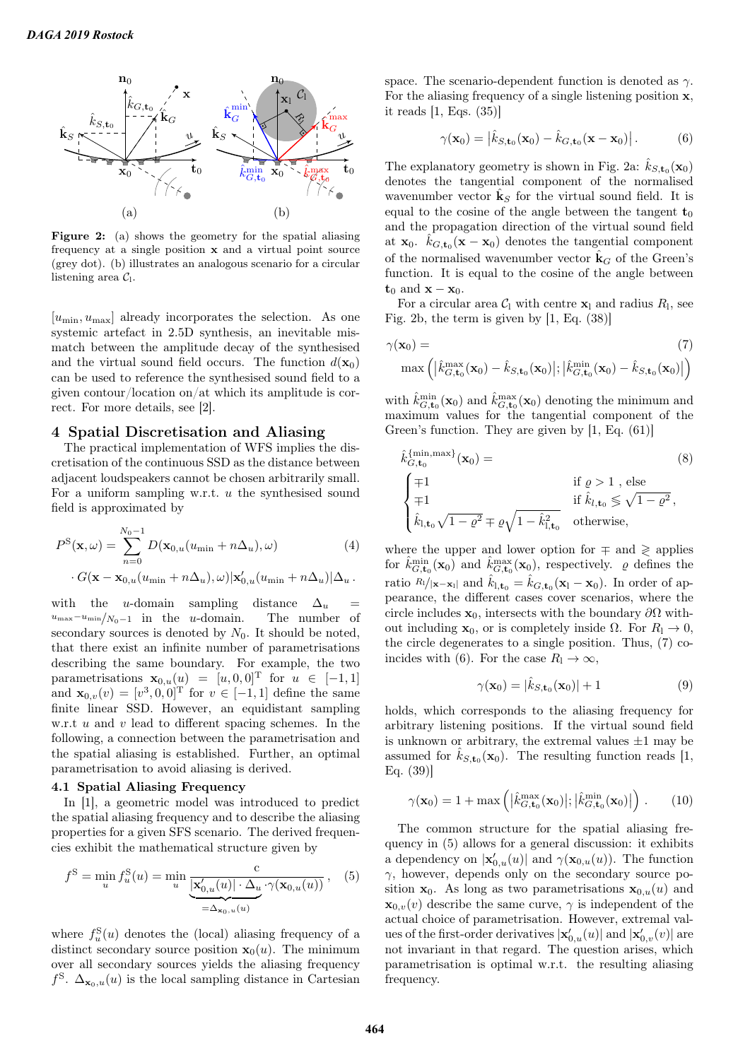**Figure 2:** (a) shows the geometry for the spatial aliasing frequency at a single position $\mathbf{x}$ and a virtual point source (grey dot). (b) illustrates an analogous scenario for a circular listening area $\mathcal{C}_\mathrm{l}$.

$[u_\mathrm{min}, u_\mathrm{max}]$ already incorporates the selection. As one systemic artefact in 2.5D synthesis, an inevitable mismatch between the amplitude decay of the synthesised and the virtual sound field occurs. The function $d(\mathbf{x}_0)$ can be used to reference the synthesised sound field to a given contour/location on/at which its amplitude is correct. For more details, see [2].

## 4 Spatial Discretisation and Aliasing

The practical implementation of WFS implies the discretisation of the continuous SSD as the distance between adjacent loudspeakers cannot be chosen arbitrarily small. For a uniform sampling w.r.t. $u$ the synthesised sound field is approximated by

$$P^\mathrm{S}(\mathbf{x},\omega) = \sum_{n=0}^{N_0-1} D(\mathbf{x}_{0,u}(u_\mathrm{min}+n\Delta_u),\omega) \cdot G(\mathbf{x}-\mathbf{x}_{0,u}(u_\mathrm{min}+n\Delta_u),\omega)|\mathbf{x}'_{0,u}(u_\mathrm{min}+n\Delta_u)|\Delta_u \,. \tag{4}$$

with the $u$-domain sampling distance $\Delta_u = {}^{u_\mathrm{max}-u_\mathrm{min}}/_{N_0-1}$ in the $u$-domain. The number of secondary sources is denoted by $N_0$. It should be noted, that there exist an infinite number of parametrisations describing the same boundary. For example, the two parametrisations $\mathbf{x}_{0,u}(u) = [u,0,0]^\mathrm{T}$ for $u \in [-1,1]$ and $\mathbf{x}_{0,v}(v) = [v^3,0,0]^\mathrm{T}$ for $v \in [-1,1]$ define the same finite linear SSD. However, an equidistant sampling w.r.t $u$ and $v$ lead to different spacing schemes. In the following, a connection between the parametrisation and the spatial aliasing is established. Further, an optimal parametrisation to avoid aliasing is derived.

### 4.1 Spatial Aliasing Frequency

In [1], a geometric model was introduced to predict the spatial aliasing frequency and to describe the aliasing properties for a given SFS scenario. The derived frequencies exhibit the mathematical structure given by

$$f^\mathrm{S} = \min_u f^\mathrm{S}_u(u) = \min_u \frac{\mathrm{c}}{\underbrace{|\mathbf{x}'_{0,u}(u)| \cdot \Delta_u}_{=\Delta_{\mathbf{x}_{0,u}(u)}} \cdot \gamma(\mathbf{x}_{0,u}(u))} \,, \tag{5}$$

where $f^\mathrm{S}_u(u)$ denotes the (local) aliasing frequency of a distinct secondary source position $\mathbf{x}_0(u)$. The minimum over all secondary sources yields the aliasing frequency $f^\mathrm{S}$. $\Delta_{\mathbf{x}_{0,u}}(u)$ is the local sampling distance in Cartesian space. The scenario-dependent function is denoted as $\gamma$. For the aliasing frequency of a single listening position $\mathbf{x}$, it reads [1, Eqs. (35)]

$$\gamma(\mathbf{x}_0) = \left|\hat{k}_{S,\mathbf{t}_0}(\mathbf{x}_0) - \hat{k}_{G,\mathbf{t}_0}(\mathbf{x}-\mathbf{x}_0)\right| . \tag{6}$$

The explanatory geometry is shown in Fig. 2a: $\hat{k}_{S,\mathbf{t}_0}(\mathbf{x}_0)$ denotes the tangential component of the normalised wavenumber vector $\hat{\mathbf{k}}_S$ for the virtual sound field. It is equal to the cosine of the angle between the tangent $\mathbf{t}_0$ and the propagation direction of the virtual sound field at $\mathbf{x}_0$. $\hat{k}_{G,\mathbf{t}_0}(\mathbf{x}-\mathbf{x}_0)$ denotes the tangential component of the normalised wavenumber vector $\hat{\mathbf{k}}_G$ of the Green's function. It is equal to the cosine of the angle between $\mathbf{t}_0$ and $\mathbf{x}-\mathbf{x}_0$.

For a circular area $\mathcal{C}_\mathrm{l}$ with centre $\mathbf{x}_\mathrm{l}$ and radius $R_\mathrm{l}$, see Fig. 2b, the term is given by [1, Eq. (38)]

$$\gamma(\mathbf{x}_0) = \max\left(\left|\hat{k}^\mathrm{max}_{G,\mathbf{t}_0}(\mathbf{x}_0) - \hat{k}_{S,\mathbf{t}_0}(\mathbf{x}_0)\right|; \left|\hat{k}^\mathrm{min}_{G,\mathbf{t}_0}(\mathbf{x}_0) - \hat{k}_{S,\mathbf{t}_0}(\mathbf{x}_0)\right|\right) \tag{7}$$

with $\hat{k}^\mathrm{min}_{G,\mathbf{t}_0}(\mathbf{x}_0)$ and $\hat{k}^\mathrm{max}_{G,\mathbf{t}_0}(\mathbf{x}_0)$ denoting the minimum and maximum values for the tangential component of the Green's function. They are given by [1, Eq. (61)]

$$\hat{k}^{\{\mathrm{min},\mathrm{max}\}}_{G,\mathbf{t}_0}(\mathbf{x}_0) = \begin{cases} \mp 1 & \text{if } \varrho > 1 \text{ , else} \\ \mp 1 & \text{if } \hat{k}_{l,\mathbf{t}_0} \lessgtr \sqrt{1-\varrho^2}\,, \\ \hat{k}_{\mathrm{l},\mathbf{t}_0}\sqrt{1-\varrho^2} \mp \varrho\sqrt{1-\hat{k}^2_{\mathrm{l},\mathbf{t}_0}} & \text{otherwise,} \end{cases} \tag{8}$$

where the upper and lower option for $\mp$ and $\lessgtr$ applies for $\hat{k}^\mathrm{min}_{G,\mathbf{t}_0}(\mathbf{x}_0)$ and $\hat{k}^\mathrm{max}_{G,\mathbf{t}_0}(\mathbf{x}_0)$, respectively. $\varrho$ defines the ratio ${}^{R_\mathrm{l}}/_{|\mathbf{x}-\mathbf{x}_\mathrm{l}|}$ and $\hat{k}_{\mathrm{l},\mathbf{t}_0} = \hat{k}_{G,\mathbf{t}_0}(\mathbf{x}_\mathrm{l}-\mathbf{x}_0)$. In order of appearance, the different cases cover scenarios, where the circle includes $\mathbf{x}_0$, intersects with the boundary $\partial\Omega$ without including $\mathbf{x}_0$, or is completely inside $\Omega$. For $R_\mathrm{l} \to 0$, the circle degenerates to a single position. Thus, (7) coincides with (6). For the case $R_\mathrm{l} \to \infty$,

$$\gamma(\mathbf{x}_0) = |\hat{k}_{S,\mathbf{t}_0}(\mathbf{x}_0)| + 1 \tag{9}$$

holds, which corresponds to the aliasing frequency for arbitrary listening positions. If the virtual sound field is unknown or arbitrary, the extremal values $\pm 1$ may be assumed for $\hat{k}_{S,\mathbf{t}_0}(\mathbf{x}_0)$. The resulting function reads [1, Eq. (39)]

$$\gamma(\mathbf{x}_0) = 1 + \max\left(\left|\hat{k}^\mathrm{max}_{G,\mathbf{t}_0}(\mathbf{x}_0)\right|; \left|\hat{k}^\mathrm{min}_{G,\mathbf{t}_0}(\mathbf{x}_0)\right|\right) . \tag{10}$$

The common structure for the spatial aliasing frequency in (5) allows for a general discussion: it exhibits a dependency on $|\mathbf{x}'_{0,u}(u)|$ and $\gamma(\mathbf{x}_{0,u}(u))$. The function $\gamma$, however, depends only on the secondary source position $\mathbf{x}_0$. As long as two parametrisations $\mathbf{x}_{0,u}(u)$ and $\mathbf{x}_{0,v}(v)$ describe the same curve, $\gamma$ is independent of the actual choice of parametrisation. However, extremal values of the first-order derivatives $|\mathbf{x}'_{0,u}(u)|$ and $|\mathbf{x}'_{0,v}(v)|$ are not invariant in that regard. The question arises, which parametrisation is optimal w.r.t. the resulting aliasing frequency.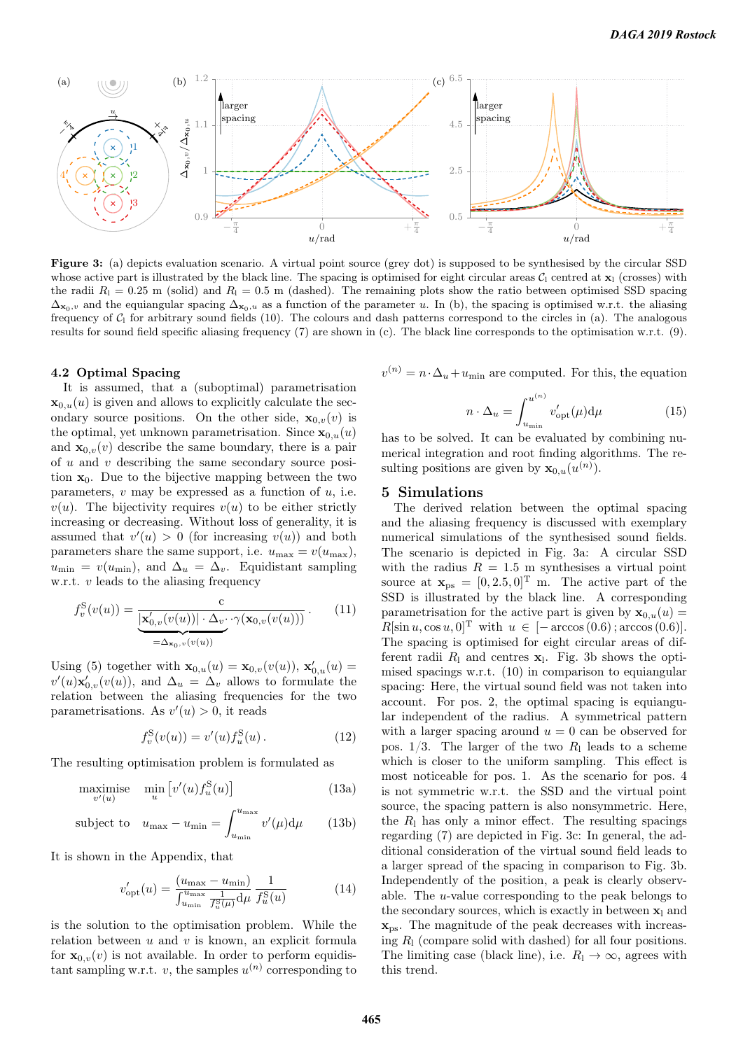**Figure 3:** (a) depicts evaluation scenario. A virtual point source (grey dot) is supposed to be synthesised by the circular SSD whose active part is illustrated by the black line. The spacing is optimised for eight circular areas $\mathcal{C}_l$ centred at $\mathbf{x}_l$ (crosses) with the radii $R_l = 0.25$ m (solid) and $R_l = 0.5$ m (dashed). The remaining plots show the ratio between optimised SSD spacing $\Delta_{\mathbf{x}_0,v}$ and the equiangular spacing $\Delta_{\mathbf{x}_0,u}$ as a function of the parameter $u$. In (b), the spacing is optimised w.r.t. the aliasing frequency of $\mathcal{C}_l$ for arbitrary sound fields (10). The colours and dash patterns correspond to the circles in (a). The analogous results for sound field specific aliasing frequency (7) are shown in (c). The black line corresponds to the optimisation w.r.t. (9).

### 4.2 Optimal Spacing

It is assumed, that a (suboptimal) parametrisation $\mathbf{x}_{0,u}(u)$ is given and allows to explicitly calculate the secondary source positions. On the other side, $\mathbf{x}_{0,v}(v)$ is the optimal, yet unknown parametrisation. Since $\mathbf{x}_{0,u}(u)$ and $\mathbf{x}_{0,v}(v)$ describe the same boundary, there is a pair of $u$ and $v$ describing the same secondary source position $\mathbf{x}_0$. Due to the bijective mapping between the two parameters, $v$ may be expressed as a function of $u$, i.e. $v(u)$. The bijectivity requires $v(u)$ to be either strictly increasing or decreasing. Without loss of generality, it is assumed that $v'(u) > 0$ (for increasing $v(u)$) and both parameters share the same support, i.e. $u_{\max} = v(u_{\max})$, $u_{\min} = v(u_{\min})$, and $\Delta_u = \Delta_v$. Equidistant sampling w.r.t. $v$ leads to the aliasing frequency

$$
f_v^{\mathrm{S}}(v(u)) = \frac{\mathrm{c}}{\underbrace{|\mathbf{x}'_{0,v}(v(u))| \cdot \Delta_v}_{=\Delta_{\mathbf{x}_0,v}(v(u))} \cdot \gamma(\mathbf{x}_{0,v}(v(u)))} \,. \tag{11}
$$

Using (5) together with $\mathbf{x}_{0,u}(u) = \mathbf{x}_{0,v}(v(u))$, $\mathbf{x}'_{0,u}(u) = v'(u)\mathbf{x}'_{0,v}(v(u))$, and $\Delta_u = \Delta_v$ allows to formulate the relation between the aliasing frequencies for the two parametrisations. As $v'(u) > 0$, it reads

$$
f_v^{\mathrm{S}}(v(u)) = v'(u) f_u^{\mathrm{S}}(u) \,. \tag{12}
$$

The resulting optimisation problem is formulated as

$$
\underset{v'(u)}{\text{maximise}} \quad \min_u \left[ v'(u) f_u^{\mathrm{S}}(u) \right] \tag{13a}
$$

$$
\text{subject to} \quad u_{\max} - u_{\min} = \int_{u_{\min}}^{u_{\max}} v'(\mu) \mathrm{d}\mu \tag{13b}
$$

It is shown in the Appendix, that

$$
v'_{\mathrm{opt}}(u) = \frac{(u_{\max} - u_{\min})}{\int_{u_{\min}}^{u_{\max}} \frac{1}{f_u^{\mathrm{S}}(\mu)} \mathrm{d}\mu} \frac{1}{f_u^{\mathrm{S}}(u)} \tag{14}
$$

is the solution to the optimisation problem. While the relation between $u$ and $v$ is known, an explicit formula for $\mathbf{x}_{0,v}(v)$ is not available. In order to perform equidistant sampling w.r.t. $v$, the samples $u^{(n)}$ corresponding to $v^{(n)} = n \cdot \Delta_u + u_{\min}$ are computed. For this, the equation

$$
n \cdot \Delta_u = \int_{u_{\min}}^{u^{(n)}} v'_{\mathrm{opt}}(\mu) \mathrm{d}\mu \tag{15}
$$

has to be solved. It can be evaluated by combining numerical integration and root finding algorithms. The resulting positions are given by $\mathbf{x}_{0,u}(u^{(n)})$.

## 5 Simulations

The derived relation between the optimal spacing and the aliasing frequency is discussed with exemplary numerical simulations of the synthesised sound fields. The scenario is depicted in Fig. 3a: A circular SSD with the radius $R = 1.5$ m synthesises a virtual point source at $\mathbf{x}_{\mathrm{ps}} = [0, 2.5, 0]^{\mathrm{T}}$ m. The active part of the SSD is illustrated by the black line. A corresponding parametrisation for the active part is given by $\mathbf{x}_{0,u}(u) = R[\sin u, \cos u, 0]^{\mathrm{T}}$ with $u \in [-\arccos(0.6)\,; \arccos(0.6)]$. The spacing is optimised for eight circular areas of different radii $R_l$ and centres $\mathbf{x}_l$. Fig. 3b shows the optimised spacings w.r.t. (10) in comparison to equiangular spacing: Here, the virtual sound field was not taken into account. For pos. 2, the optimal spacing is equiangular independent of the radius. A symmetrical pattern with a larger spacing around $u = 0$ can be observed for pos. 1/3. The larger of the two $R_l$ leads to a scheme which is closer to the uniform sampling. This effect is most noticeable for pos. 1. As the scenario for pos. 4 is not symmetric w.r.t. the SSD and the virtual point source, the spacing pattern is also nonsymmetric. Here, the $R_l$ has only a minor effect. The resulting spacings regarding (7) are depicted in Fig. 3c: In general, the additional consideration of the virtual sound field leads to a larger spread of the spacing in comparison to Fig. 3b. Independently of the position, a peak is clearly observable. The $u$-value corresponding to the peak belongs to the secondary sources, which is exactly in between $\mathbf{x}_l$ and $\mathbf{x}_{\mathrm{ps}}$. The magnitude of the peak decreases with increasing $R_l$ (compare solid with dashed) for all four positions. The limiting case (black line), i.e. $R_l \to \infty$, agrees with this trend.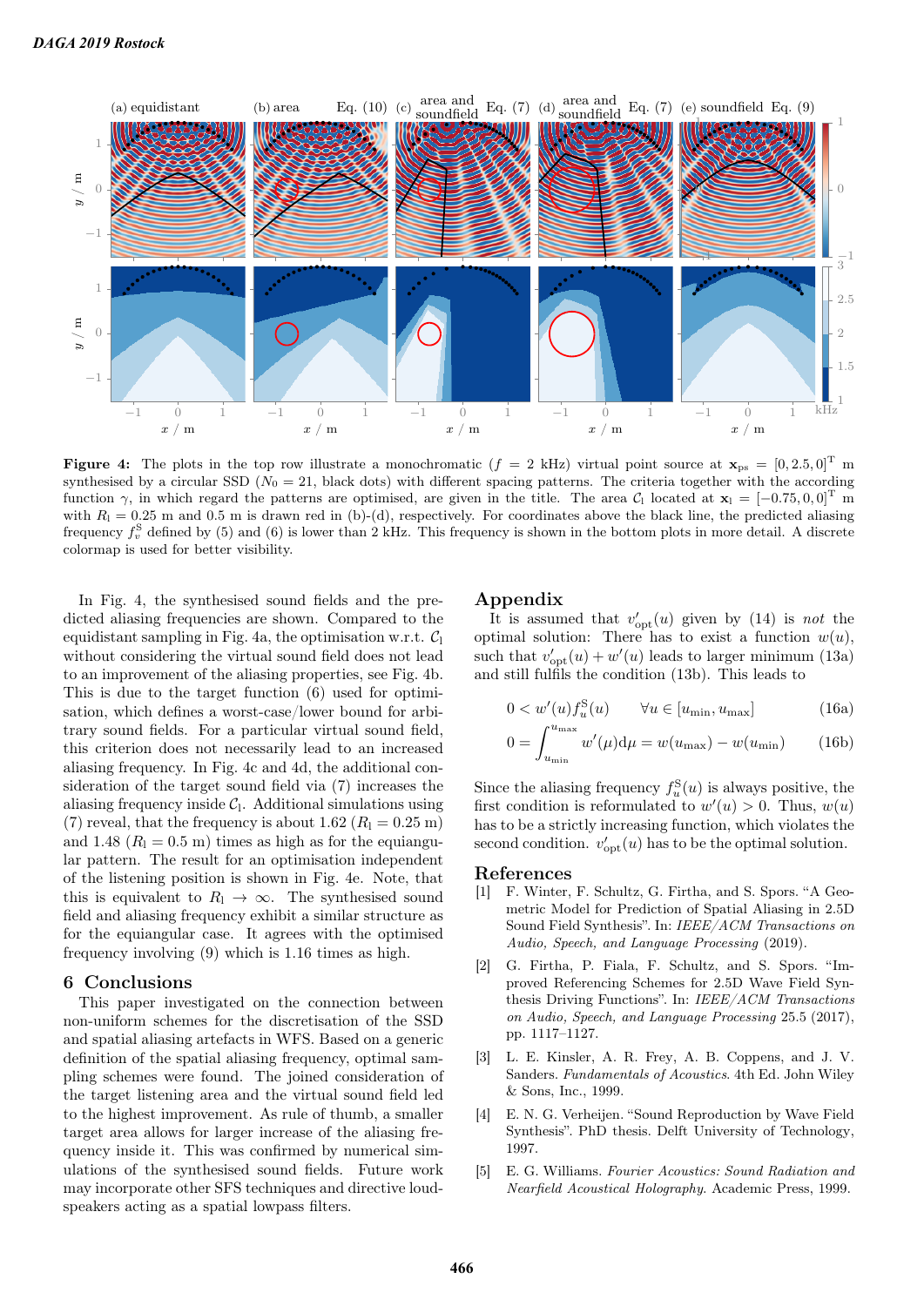(a) equidistant

(b) area Eq. (10)

(c) area and soundfield Eq. (7)

(d) area and soundfield Eq. (7)

(e) soundfield Eq. (9)

y / m

x / m

kHz

**Figure 4:** The plots in the top row illustrate a monochromatic ($f = 2$ kHz) virtual point source at $\mathbf{x}_{\mathrm{ps}} = [0, 2.5, 0]^{\mathrm{T}}$ m synthesised by a circular SSD ($N_0 = 21$, black dots) with different spacing patterns. The criteria together with the according function $\gamma$, in which regard the patterns are optimised, are given in the title. The area $\mathcal{C}_{\mathrm{l}}$ located at $\mathbf{x}_{\mathrm{l}} = [-0.75, 0, 0]^{\mathrm{T}}$ m with $R_{\mathrm{l}} = 0.25$ m and 0.5 m is drawn red in (b)-(d), respectively. For coordinates above the black line, the predicted aliasing frequency $f_v^{\mathrm{S}}$ defined by (5) and (6) is lower than 2 kHz. This frequency is shown in the bottom plots in more detail. A discrete colormap is used for better visibility.

In Fig. 4, the synthesised sound fields and the predicted aliasing frequencies are shown. Compared to the equidistant sampling in Fig. 4a, the optimisation w.r.t. $\mathcal{C}_{\mathrm{l}}$ without considering the virtual sound field does not lead to an improvement of the aliasing properties, see Fig. 4b. This is due to the target function (6) used for optimisation, which defines a worst-case/lower bound for arbitrary sound fields. For a particular virtual sound field, this criterion does not necessarily lead to an increased aliasing frequency. In Fig. 4c and 4d, the additional consideration of the target sound field via (7) increases the aliasing frequency inside $\mathcal{C}_{\mathrm{l}}$. Additional simulations using (7) reveal, that the frequency is about 1.62 ($R_{\mathrm{l}} = 0.25$ m) and 1.48 ($R_{\mathrm{l}} = 0.5$ m) times as high as for the equiangular pattern. The result for an optimisation independent of the listening position is shown in Fig. 4e. Note, that this is equivalent to $R_{\mathrm{l}} \to \infty$. The synthesised sound field and aliasing frequency exhibit a similar structure as for the equiangular case. It agrees with the optimised frequency involving (9) which is 1.16 times as high.

## 6 Conclusions

This paper investigated on the connection between non-uniform schemes for the discretisation of the SSD and spatial aliasing artefacts in WFS. Based on a generic definition of the spatial aliasing frequency, optimal sampling schemes were found. The joined consideration of the target listening area and the virtual sound field led to the highest improvement. As rule of thumb, a smaller target area allows for larger increase of the aliasing frequency inside it. This was confirmed by numerical simulations of the synthesised sound fields. Future work may incorporate other SFS techniques and directive loudspeakers acting as a spatial lowpass filters.

## Appendix

It is assumed that $v'_{\mathrm{opt}}(u)$ given by (14) is *not* the optimal solution: There has to exist a function $w(u)$, such that $v'_{\mathrm{opt}}(u) + w'(u)$ leads to larger minimum (13a) and still fulfils the condition (13b). This leads to

$$0 < w'(u) f_u^{\mathrm{S}}(u) \qquad \forall u \in [u_{\min}, u_{\max}] \tag{16a}$$

$$0 = \int_{u_{\min}}^{u_{\max}} w'(\mu)\mathrm{d}\mu = w(u_{\max}) - w(u_{\min}) \tag{16b}$$

Since the aliasing frequency $f_u^{\mathrm{S}}(u)$ is always positive, the first condition is reformulated to $w'(u) > 0$. Thus, $w(u)$ has to be a strictly increasing function, which violates the second condition. $v'_{\mathrm{opt}}(u)$ has to be the optimal solution.

## References

[1] F. Winter, F. Schultz, G. Firtha, and S. Spors. "A Geometric Model for Prediction of Spatial Aliasing in 2.5D Sound Field Synthesis". In: *IEEE/ACM Transactions on Audio, Speech, and Language Processing* (2019).

[2] G. Firtha, P. Fiala, F. Schultz, and S. Spors. "Improved Referencing Schemes for 2.5D Wave Field Synthesis Driving Functions". In: *IEEE/ACM Transactions on Audio, Speech, and Language Processing* 25.5 (2017), pp. 1117–1127.

[3] L. E. Kinsler, A. R. Frey, A. B. Coppens, and J. V. Sanders. *Fundamentals of Acoustics*. 4th Ed. John Wiley & Sons, Inc., 1999.

[4] E. N. G. Verheijen. "Sound Reproduction by Wave Field Synthesis". PhD thesis. Delft University of Technology, 1997.

[5] E. G. Williams. *Fourier Acoustics: Sound Radiation and Nearfield Acoustical Holography*. Academic Press, 1999.